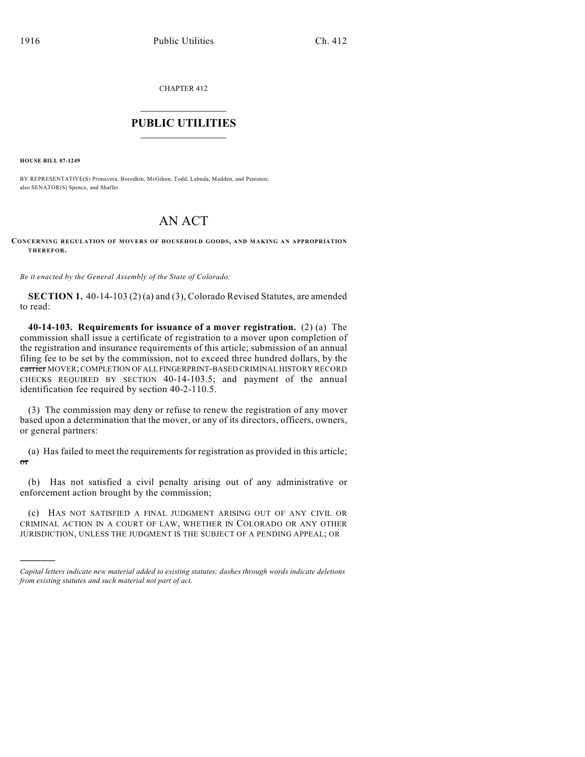CHAPTER 412

# PUBLIC UTILITIES

**HOUSE BILL 07-1249**

BY REPRESENTATIVE(S) Primavera, Borodkin, McGihon, Todd, Labuda, Madden, and Peniston; also SENATOR(S) Spence, and Shaffer.

# AN ACT

**CONCERNING REGULATION OF MOVERS OF HOUSEHOLD GOODS, AND MAKING AN APPROPRIATION THEREFOR.**

*Be it enacted by the General Assembly of the State of Colorado:*

**SECTION 1.** 40-14-103 (2) (a) and (3), Colorado Revised Statutes, are amended to read:

**40-14-103. Requirements for issuance of a mover registration.** (2) (a) The commission shall issue a certificate of registration to a mover upon completion of the registration and insurance requirements of this article; submission of an annual filing fee to be set by the commission, not to exceed three hundred dollars, by the ~~carrier~~ MOVER; COMPLETION OF ALL FINGERPRINT-BASED CRIMINAL HISTORY RECORD CHECKS REQUIRED BY SECTION 40-14-103.5; and payment of the annual identification fee required by section 40-2-110.5.

(3) The commission may deny or refuse to renew the registration of any mover based upon a determination that the mover, or any of its directors, officers, owners, or general partners:

(a) Has failed to meet the requirements for registration as provided in this article; ~~or~~

(b) Has not satisfied a civil penalty arising out of any administrative or enforcement action brought by the commission;

(c) HAS NOT SATISFIED A FINAL JUDGMENT ARISING OUT OF ANY CIVIL OR CRIMINAL ACTION IN A COURT OF LAW, WHETHER IN COLORADO OR ANY OTHER JURISDICTION, UNLESS THE JUDGMENT IS THE SUBJECT OF A PENDING APPEAL; OR

*Capital letters indicate new material added to existing statutes; dashes through words indicate deletions from existing statutes and such material not part of act.*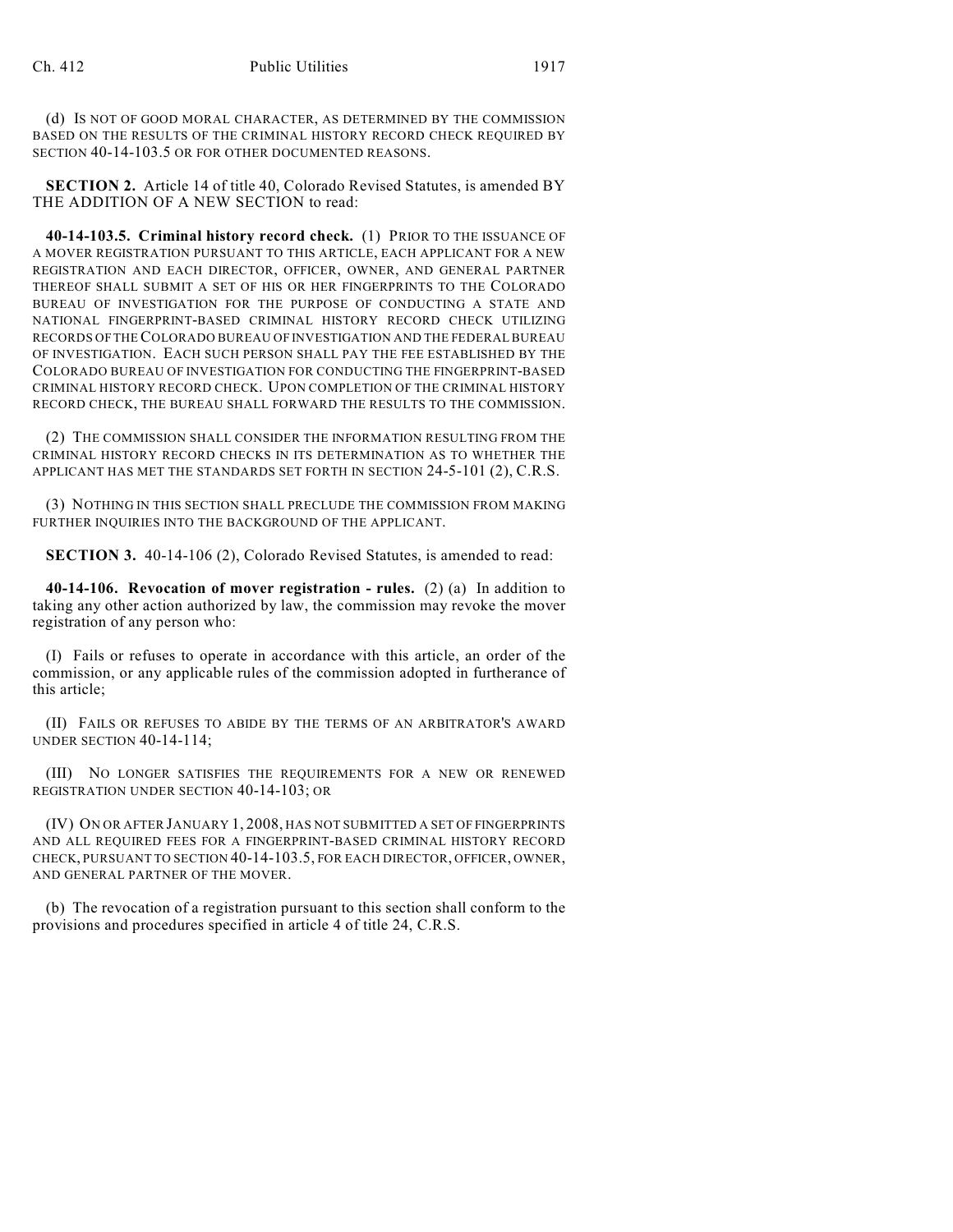(d) IS NOT OF GOOD MORAL CHARACTER, AS DETERMINED BY THE COMMISSION BASED ON THE RESULTS OF THE CRIMINAL HISTORY RECORD CHECK REQUIRED BY SECTION 40-14-103.5 OR FOR OTHER DOCUMENTED REASONS.

**SECTION 2.** Article 14 of title 40, Colorado Revised Statutes, is amended BY THE ADDITION OF A NEW SECTION to read:

**40-14-103.5. Criminal history record check.** (1) PRIOR TO THE ISSUANCE OF A MOVER REGISTRATION PURSUANT TO THIS ARTICLE, EACH APPLICANT FOR A NEW REGISTRATION AND EACH DIRECTOR, OFFICER, OWNER, AND GENERAL PARTNER THEREOF SHALL SUBMIT A SET OF HIS OR HER FINGERPRINTS TO THE COLORADO BUREAU OF INVESTIGATION FOR THE PURPOSE OF CONDUCTING A STATE AND NATIONAL FINGERPRINT-BASED CRIMINAL HISTORY RECORD CHECK UTILIZING RECORDS OF THE COLORADO BUREAU OF INVESTIGATION AND THE FEDERAL BUREAU OF INVESTIGATION. EACH SUCH PERSON SHALL PAY THE FEE ESTABLISHED BY THE COLORADO BUREAU OF INVESTIGATION FOR CONDUCTING THE FINGERPRINT-BASED CRIMINAL HISTORY RECORD CHECK. UPON COMPLETION OF THE CRIMINAL HISTORY RECORD CHECK, THE BUREAU SHALL FORWARD THE RESULTS TO THE COMMISSION.

(2) THE COMMISSION SHALL CONSIDER THE INFORMATION RESULTING FROM THE CRIMINAL HISTORY RECORD CHECKS IN ITS DETERMINATION AS TO WHETHER THE APPLICANT HAS MET THE STANDARDS SET FORTH IN SECTION 24-5-101 (2), C.R.S.

(3) NOTHING IN THIS SECTION SHALL PRECLUDE THE COMMISSION FROM MAKING FURTHER INQUIRIES INTO THE BACKGROUND OF THE APPLICANT.

**SECTION 3.** 40-14-106 (2), Colorado Revised Statutes, is amended to read:

**40-14-106. Revocation of mover registration - rules.** (2) (a) In addition to taking any other action authorized by law, the commission may revoke the mover registration of any person who:

(I) Fails or refuses to operate in accordance with this article, an order of the commission, or any applicable rules of the commission adopted in furtherance of this article;

(II) FAILS OR REFUSES TO ABIDE BY THE TERMS OF AN ARBITRATOR'S AWARD UNDER SECTION 40-14-114;

(III) NO LONGER SATISFIES THE REQUIREMENTS FOR A NEW OR RENEWED REGISTRATION UNDER SECTION 40-14-103; OR

(IV) ON OR AFTER JANUARY 1, 2008, HAS NOT SUBMITTED A SET OF FINGERPRINTS AND ALL REQUIRED FEES FOR A FINGERPRINT-BASED CRIMINAL HISTORY RECORD CHECK, PURSUANT TO SECTION 40-14-103.5, FOR EACH DIRECTOR, OFFICER, OWNER, AND GENERAL PARTNER OF THE MOVER.

(b) The revocation of a registration pursuant to this section shall conform to the provisions and procedures specified in article 4 of title 24, C.R.S.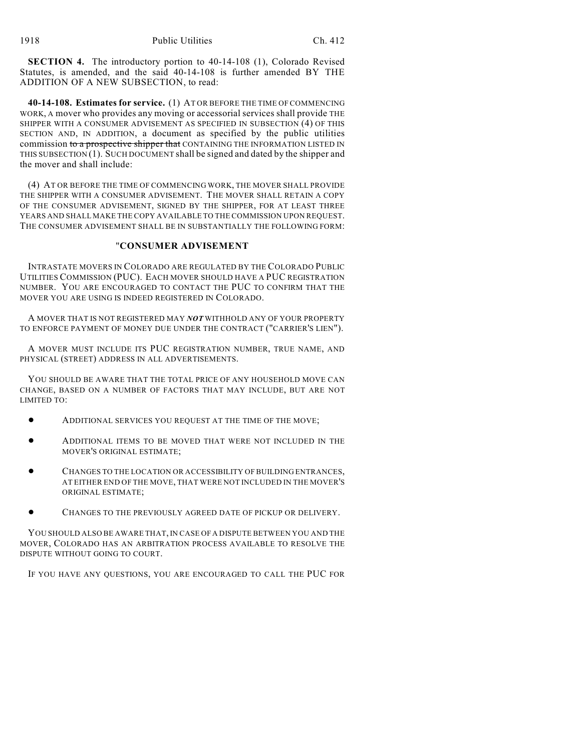**SECTION 4.** The introductory portion to 40-14-108 (1), Colorado Revised Statutes, is amended, and the said 40-14-108 is further amended BY THE ADDITION OF A NEW SUBSECTION, to read:

**40-14-108. Estimates for service.** (1) AT OR BEFORE THE TIME OF COMMENCING WORK, A mover who provides any moving or accessorial services shall provide THE SHIPPER WITH A CONSUMER ADVISEMENT AS SPECIFIED IN SUBSECTION (4) OF THIS SECTION AND, IN ADDITION, a document as specified by the public utilities commission ~~to a prospective shipper that~~ CONTAINING THE INFORMATION LISTED IN THIS SUBSECTION (1). SUCH DOCUMENT shall be signed and dated by the shipper and the mover and shall include:

(4) AT OR BEFORE THE TIME OF COMMENCING WORK, THE MOVER SHALL PROVIDE THE SHIPPER WITH A CONSUMER ADVISEMENT. THE MOVER SHALL RETAIN A COPY OF THE CONSUMER ADVISEMENT, SIGNED BY THE SHIPPER, FOR AT LEAST THREE YEARS AND SHALL MAKE THE COPY AVAILABLE TO THE COMMISSION UPON REQUEST. THE CONSUMER ADVISEMENT SHALL BE IN SUBSTANTIALLY THE FOLLOWING FORM:

"**CONSUMER ADVISEMENT**

INTRASTATE MOVERS IN COLORADO ARE REGULATED BY THE COLORADO PUBLIC UTILITIES COMMISSION (PUC). EACH MOVER SHOULD HAVE A PUC REGISTRATION NUMBER. YOU ARE ENCOURAGED TO CONTACT THE PUC TO CONFIRM THAT THE MOVER YOU ARE USING IS INDEED REGISTERED IN COLORADO.

A MOVER THAT IS NOT REGISTERED MAY ***NOT*** WITHHOLD ANY OF YOUR PROPERTY TO ENFORCE PAYMENT OF MONEY DUE UNDER THE CONTRACT ("CARRIER'S LIEN").

A MOVER MUST INCLUDE ITS PUC REGISTRATION NUMBER, TRUE NAME, AND PHYSICAL (STREET) ADDRESS IN ALL ADVERTISEMENTS.

YOU SHOULD BE AWARE THAT THE TOTAL PRICE OF ANY HOUSEHOLD MOVE CAN CHANGE, BASED ON A NUMBER OF FACTORS THAT MAY INCLUDE, BUT ARE NOT LIMITED TO:

- ADDITIONAL SERVICES YOU REQUEST AT THE TIME OF THE MOVE;
- ADDITIONAL ITEMS TO BE MOVED THAT WERE NOT INCLUDED IN THE MOVER'S ORIGINAL ESTIMATE;
- CHANGES TO THE LOCATION OR ACCESSIBILITY OF BUILDING ENTRANCES, AT EITHER END OF THE MOVE, THAT WERE NOT INCLUDED IN THE MOVER'S ORIGINAL ESTIMATE;
- CHANGES TO THE PREVIOUSLY AGREED DATE OF PICKUP OR DELIVERY.

YOU SHOULD ALSO BE AWARE THAT, IN CASE OF A DISPUTE BETWEEN YOU AND THE MOVER, COLORADO HAS AN ARBITRATION PROCESS AVAILABLE TO RESOLVE THE DISPUTE WITHOUT GOING TO COURT.

IF YOU HAVE ANY QUESTIONS, YOU ARE ENCOURAGED TO CALL THE PUC FOR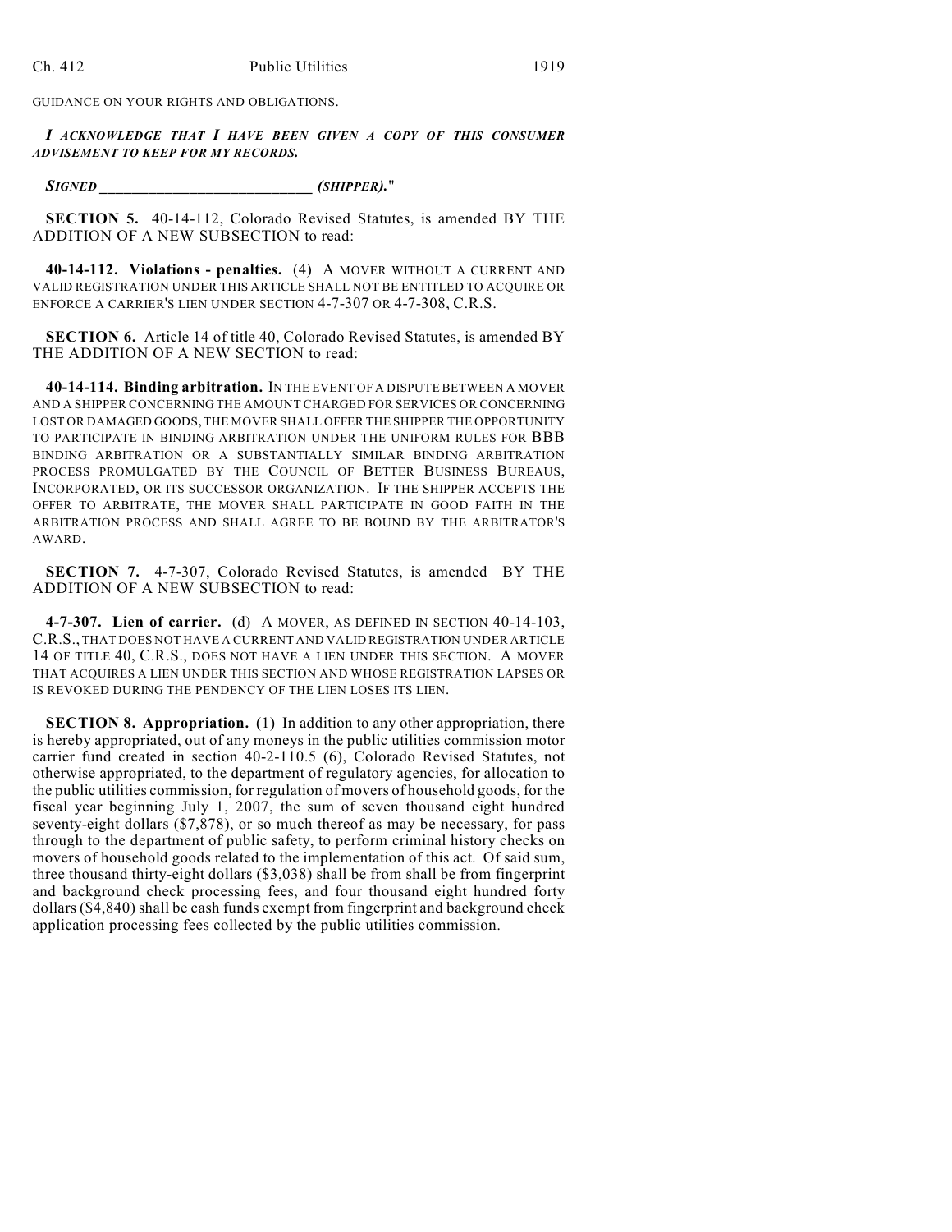GUIDANCE ON YOUR RIGHTS AND OBLIGATIONS.

*I ACKNOWLEDGE THAT I HAVE BEEN GIVEN A COPY OF THIS CONSUMER ADVISEMENT TO KEEP FOR MY RECORDS.*

*SIGNED ____________________________ (SHIPPER).*"

**SECTION 5.** 40-14-112, Colorado Revised Statutes, is amended BY THE ADDITION OF A NEW SUBSECTION to read:

**40-14-112. Violations - penalties.** (4) A MOVER WITHOUT A CURRENT AND VALID REGISTRATION UNDER THIS ARTICLE SHALL NOT BE ENTITLED TO ACQUIRE OR ENFORCE A CARRIER'S LIEN UNDER SECTION 4-7-307 OR 4-7-308, C.R.S.

**SECTION 6.** Article 14 of title 40, Colorado Revised Statutes, is amended BY THE ADDITION OF A NEW SECTION to read:

**40-14-114. Binding arbitration.** IN THE EVENT OF A DISPUTE BETWEEN A MOVER AND A SHIPPER CONCERNING THE AMOUNT CHARGED FOR SERVICES OR CONCERNING LOST OR DAMAGED GOODS, THE MOVER SHALL OFFER THE SHIPPER THE OPPORTUNITY TO PARTICIPATE IN BINDING ARBITRATION UNDER THE UNIFORM RULES FOR BBB BINDING ARBITRATION OR A SUBSTANTIALLY SIMILAR BINDING ARBITRATION PROCESS PROMULGATED BY THE COUNCIL OF BETTER BUSINESS BUREAUS, INCORPORATED, OR ITS SUCCESSOR ORGANIZATION. IF THE SHIPPER ACCEPTS THE OFFER TO ARBITRATE, THE MOVER SHALL PARTICIPATE IN GOOD FAITH IN THE ARBITRATION PROCESS AND SHALL AGREE TO BE BOUND BY THE ARBITRATOR'S AWARD.

**SECTION 7.** 4-7-307, Colorado Revised Statutes, is amended BY THE ADDITION OF A NEW SUBSECTION to read:

**4-7-307. Lien of carrier.** (d) A MOVER, AS DEFINED IN SECTION 40-14-103, C.R.S., THAT DOES NOT HAVE A CURRENT AND VALID REGISTRATION UNDER ARTICLE 14 OF TITLE 40, C.R.S., DOES NOT HAVE A LIEN UNDER THIS SECTION. A MOVER THAT ACQUIRES A LIEN UNDER THIS SECTION AND WHOSE REGISTRATION LAPSES OR IS REVOKED DURING THE PENDENCY OF THE LIEN LOSES ITS LIEN.

**SECTION 8. Appropriation.** (1) In addition to any other appropriation, there is hereby appropriated, out of any moneys in the public utilities commission motor carrier fund created in section 40-2-110.5 (6), Colorado Revised Statutes, not otherwise appropriated, to the department of regulatory agencies, for allocation to the public utilities commission, for regulation of movers of household goods, for the fiscal year beginning July 1, 2007, the sum of seven thousand eight hundred seventy-eight dollars ($7,878), or so much thereof as may be necessary, for pass through to the department of public safety, to perform criminal history checks on movers of household goods related to the implementation of this act. Of said sum, three thousand thirty-eight dollars ($3,038) shall be from shall be from fingerprint and background check processing fees, and four thousand eight hundred forty dollars ($4,840) shall be cash funds exempt from fingerprint and background check application processing fees collected by the public utilities commission.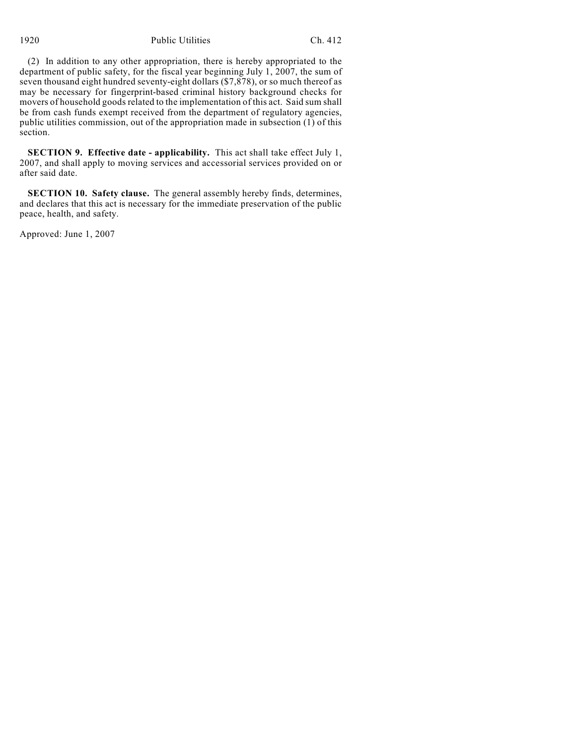(2) In addition to any other appropriation, there is hereby appropriated to the department of public safety, for the fiscal year beginning July 1, 2007, the sum of seven thousand eight hundred seventy-eight dollars ($7,878), or so much thereof as may be necessary for fingerprint-based criminal history background checks for movers of household goods related to the implementation of this act. Said sum shall be from cash funds exempt received from the department of regulatory agencies, public utilities commission, out of the appropriation made in subsection (1) of this section.

**SECTION 9. Effective date - applicability.** This act shall take effect July 1, 2007, and shall apply to moving services and accessorial services provided on or after said date.

**SECTION 10. Safety clause.** The general assembly hereby finds, determines, and declares that this act is necessary for the immediate preservation of the public peace, health, and safety.

Approved: June 1, 2007